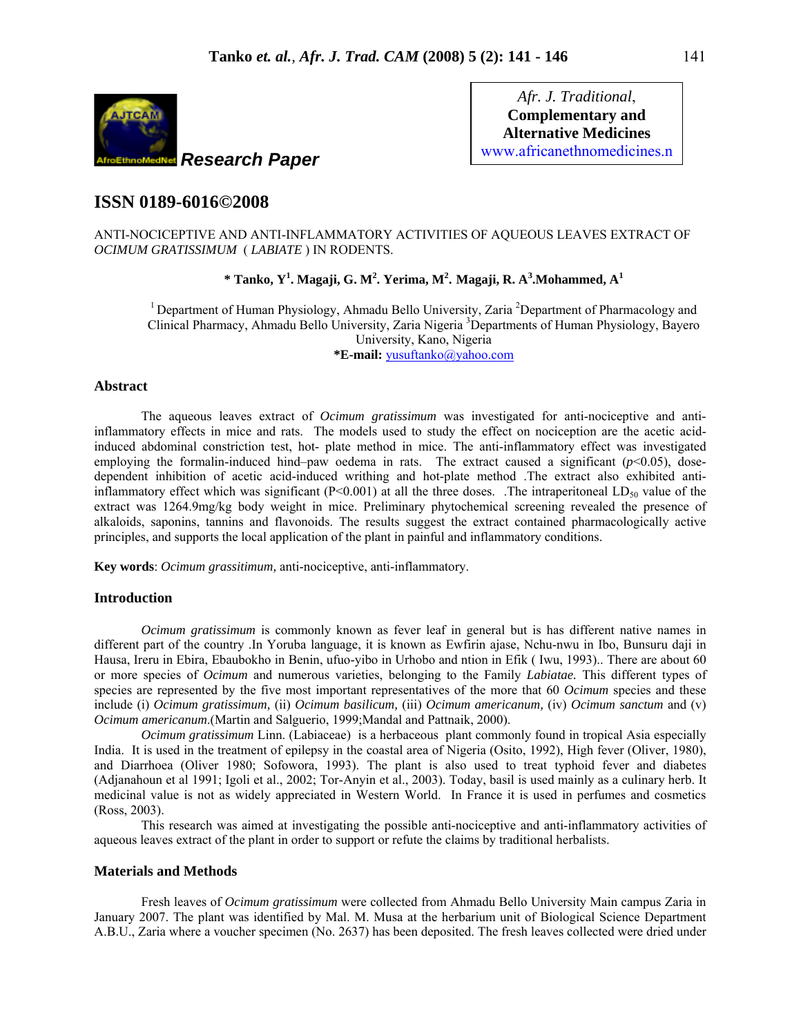**Research Paper**

Afr. J. Traditional,
**Complementary and Alternative Medicines**
www.africanethnomedicines.n

## ISSN 0189-6016©2008

ANTI-NOCICEPTIVE AND ANTI-INFLAMMATORY ACTIVITIES OF AQUEOUS LEAVES EXTRACT OF *OCIMUM GRATISSIMUM* ( *LABIATE* ) IN RODENTS.

**\* Tanko, Y[1]. Magaji, G. M[2]. Yerima, M[2]. Magaji, R. A[3].Mohammed, A[1]**

[1] Department of Human Physiology, Ahmadu Bello University, Zaria [2]Department of Pharmacology and Clinical Pharmacy, Ahmadu Bello University, Zaria Nigeria [3]Departments of Human Physiology, Bayero University, Kano, Nigeria
**\*E-mail:** yusuftanko@yahoo.com

### Abstract

The aqueous leaves extract of *Ocimum gratissimum* was investigated for anti-nociceptive and anti-inflammatory effects in mice and rats. The models used to study the effect on nociception are the acetic acid-induced abdominal constriction test, hot- plate method in mice. The anti-inflammatory effect was investigated employing the formalin-induced hind–paw oedema in rats. The extract caused a significant ($p$<0.05), dose-dependent inhibition of acetic acid-induced writhing and hot-plate method .The extract also exhibited anti-inflammatory effect which was significant (P<0.001) at all the three doses. .The intraperitoneal $LD_{50}$ value of the extract was 1264.9mg/kg body weight in mice. Preliminary phytochemical screening revealed the presence of alkaloids, saponins, tannins and flavonoids. The results suggest the extract contained pharmacologically active principles, and supports the local application of the plant in painful and inflammatory conditions.

**Key words**: *Ocimum grassitimum,* anti-nociceptive, anti-inflammatory.

### Introduction

*Ocimum gratissimum* is commonly known as fever leaf in general but is has different native names in different part of the country .In Yoruba language, it is known as Ewfirin ajase, Nchu-nwu in Ibo, Bunsuru daji in Hausa, Ireru in Ebira, Ebaubokho in Benin, ufuo-yibo in Urhobo and ntion in Efik ( Iwu, 1993).. There are about 60 or more species of *Ocimum* and numerous varieties, belonging to the Family *Labiatae.* This different types of species are represented by the five most important representatives of the more that 60 *Ocimum* species and these include (i) *Ocimum gratissimum,* (ii) *Ocimum basilicum,* (iii) *Ocimum americanum,* (iv) *Ocimum sanctum* and (v) *Ocimum americanum*.(Martin and Salguerio, 1999;Mandal and Pattnaik, 2000).

*Ocimum gratissimum* Linn. (Labiaceae) is a herbaceous plant commonly found in tropical Asia especially India. It is used in the treatment of epilepsy in the coastal area of Nigeria (Osito, 1992), High fever (Oliver, 1980), and Diarrhoea (Oliver 1980; Sofowora, 1993). The plant is also used to treat typhoid fever and diabetes (Adjanahoun et al 1991; Igoli et al., 2002; Tor-Anyin et al., 2003). Today, basil is used mainly as a culinary herb. It medicinal value is not as widely appreciated in Western World. In France it is used in perfumes and cosmetics (Ross, 2003).

This research was aimed at investigating the possible anti-nociceptive and anti-inflammatory activities of aqueous leaves extract of the plant in order to support or refute the claims by traditional herbalists.

### Materials and Methods

Fresh leaves of *Ocimum gratissimum* were collected from Ahmadu Bello University Main campus Zaria in January 2007. The plant was identified by Mal. M. Musa at the herbarium unit of Biological Science Department A.B.U., Zaria where a voucher specimen (No. 2637) has been deposited. The fresh leaves collected were dried under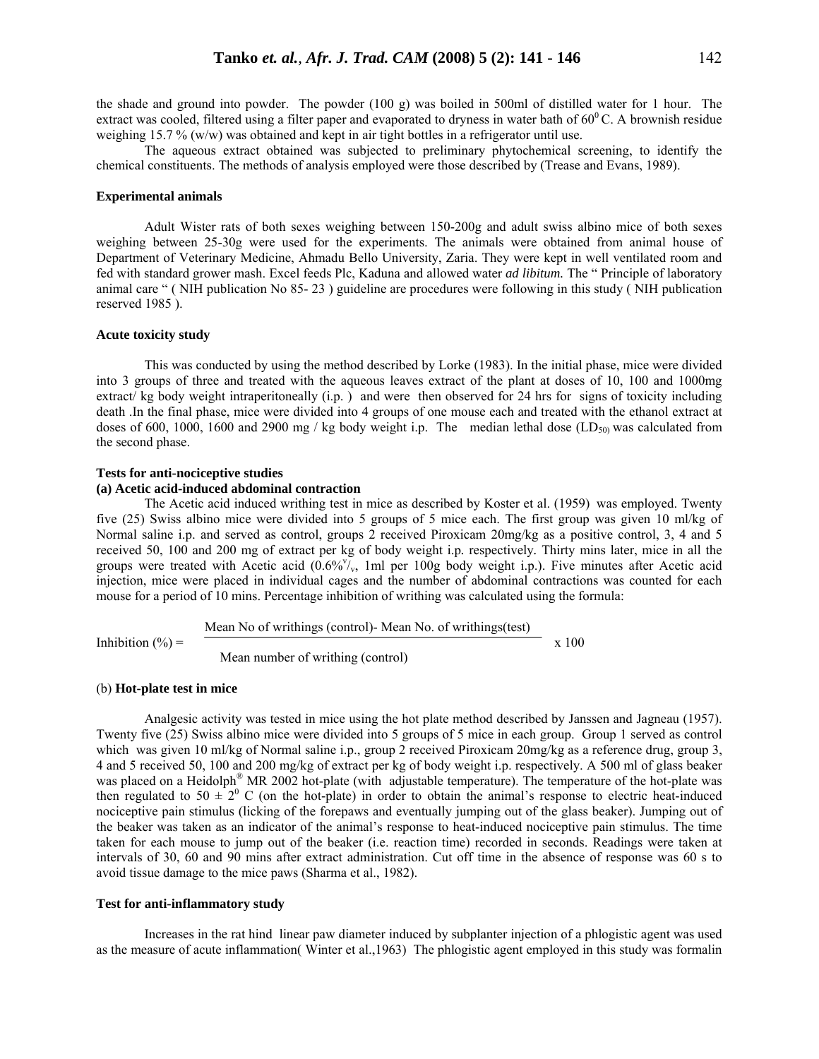the shade and ground into powder. The powder (100 g) was boiled in 500ml of distilled water for 1 hour. The extract was cooled, filtered using a filter paper and evaporated to dryness in water bath of $60^0$C. A brownish residue weighing 15.7 % (w/w) was obtained and kept in air tight bottles in a refrigerator until use.

The aqueous extract obtained was subjected to preliminary phytochemical screening, to identify the chemical constituents. The methods of analysis employed were those described by (Trease and Evans, 1989).

### Experimental animals

Adult Wister rats of both sexes weighing between 150-200g and adult swiss albino mice of both sexes weighing between 25-30g were used for the experiments. The animals were obtained from animal house of Department of Veterinary Medicine, Ahmadu Bello University, Zaria. They were kept in well ventilated room and fed with standard grower mash. Excel feeds Plc, Kaduna and allowed water *ad libitum.* The " Principle of laboratory animal care " ( NIH publication No 85- 23 ) guideline are procedures were following in this study ( NIH publication reserved 1985 ).

### Acute toxicity study

This was conducted by using the method described by Lorke (1983). In the initial phase, mice were divided into 3 groups of three and treated with the aqueous leaves extract of the plant at doses of 10, 100 and 1000mg extract/ kg body weight intraperitoneally (i.p. ) and were then observed for 24 hrs for signs of toxicity including death .In the final phase, mice were divided into 4 groups of one mouse each and treated with the ethanol extract at doses of 600, 1000, 1600 and 2900 mg / kg body weight i.p. The median lethal dose ($LD_{50}$) was calculated from the second phase.

### Tests for anti-nociceptive studies

#### (a) Acetic acid-induced abdominal contraction

The Acetic acid induced writhing test in mice as described by Koster et al. (1959) was employed. Twenty five (25) Swiss albino mice were divided into 5 groups of 5 mice each. The first group was given 10 ml/kg of Normal saline i.p. and served as control, groups 2 received Piroxicam 20mg/kg as a positive control, 3, 4 and 5 received 50, 100 and 200 mg of extract per kg of body weight i.p. respectively. Thirty mins later, mice in all the groups were treated with Acetic acid ($0.6\%^v/_v$, 1ml per 100g body weight i.p.). Five minutes after Acetic acid injection, mice were placed in individual cages and the number of abdominal contractions was counted for each mouse for a period of 10 mins. Percentage inhibition of writhing was calculated using the formula:

$$\text{Inhibition } (\%) = \frac{\text{Mean No of writhings (control)- Mean No. of writhings(test)}}{\text{Mean number of writhing (control)}} \times 100$$

#### (b) Hot-plate test in mice

Analgesic activity was tested in mice using the hot plate method described by Janssen and Jagneau (1957). Twenty five (25) Swiss albino mice were divided into 5 groups of 5 mice in each group. Group 1 served as control which was given 10 ml/kg of Normal saline i.p., group 2 received Piroxicam 20mg/kg as a reference drug, group 3, 4 and 5 received 50, 100 and 200 mg/kg of extract per kg of body weight i.p. respectively. A 500 ml of glass beaker was placed on a Heidolph® MR 2002 hot-plate (with adjustable temperature). The temperature of the hot-plate was then regulated to $50 \pm 2^0$ C (on the hot-plate) in order to obtain the animal's response to electric heat-induced nociceptive pain stimulus (licking of the forepaws and eventually jumping out of the glass beaker). Jumping out of the beaker was taken as an indicator of the animal's response to heat-induced nociceptive pain stimulus. The time taken for each mouse to jump out of the beaker (i.e. reaction time) recorded in seconds. Readings were taken at intervals of 30, 60 and 90 mins after extract administration. Cut off time in the absence of response was 60 s to avoid tissue damage to the mice paws (Sharma et al., 1982).

### Test for anti-inflammatory study

Increases in the rat hind linear paw diameter induced by subplanter injection of a phlogistic agent was used as the measure of acute inflammation( Winter et al.,1963) The phlogistic agent employed in this study was formalin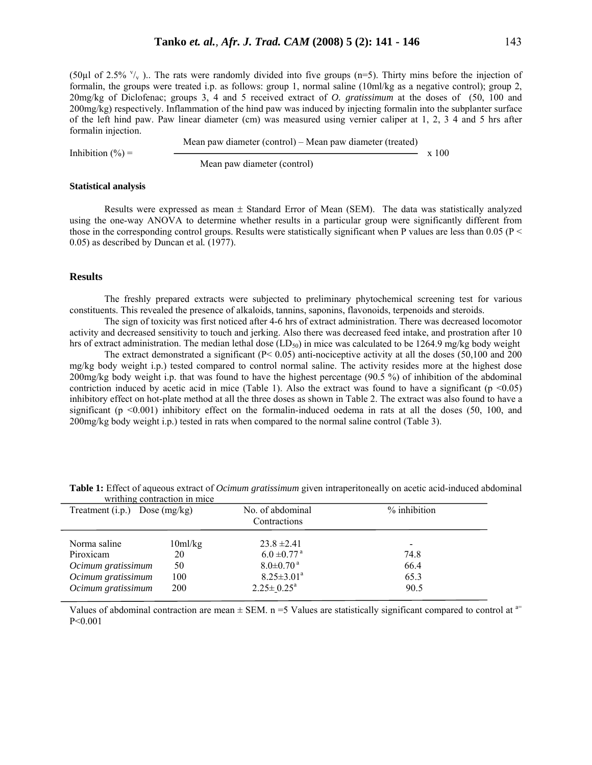(50µl of 2.5% $^{v}/_{v}$ ).. The rats were randomly divided into five groups (n=5). Thirty mins before the injection of formalin, the groups were treated i.p. as follows: group 1, normal saline (10ml/kg as a negative control); group 2, 20mg/kg of Diclofenac; groups 3, 4 and 5 received extract of *O. gratissimum* at the doses of (50, 100 and 200mg/kg) respectively. Inflammation of the hind paw was induced by injecting formalin into the subplanter surface of the left hind paw. Paw linear diameter (cm) was measured using vernier caliper at 1, 2, 3 4 and 5 hrs after formalin injection.

$$\text{Inhibition (\%)} = \frac{\text{Mean paw diameter (control)} - \text{Mean paw diameter (treated)}}{\text{Mean paw diameter (control)}} \times 100$$

**Statistical analysis**

Results were expressed as mean ± Standard Error of Mean (SEM). The data was statistically analyzed using the one-way ANOVA to determine whether results in a particular group were significantly different from those in the corresponding control groups. Results were statistically significant when P values are less than 0.05 ($P < 0.05$) as described by Duncan et al*.* (1977).

## Results

The freshly prepared extracts were subjected to preliminary phytochemical screening test for various constituents. This revealed the presence of alkaloids, tannins, saponins, flavonoids, terpenoids and steroids.

The sign of toxicity was first noticed after 4-6 hrs of extract administration. There was decreased locomotor activity and decreased sensitivity to touch and jerking. Also there was decreased feed intake, and prostration after 10 hrs of extract administration. The median lethal dose ($LD_{50}$) in mice was calculated to be 1264.9 mg/kg body weight

The extract demonstrated a significant ($P < 0.05$) anti-nociceptive activity at all the doses (50,100 and 200 mg/kg body weight i.p.) tested compared to control normal saline. The activity resides more at the highest dose 200mg/kg body weight i.p. that was found to have the highest percentage (90.5 %) of inhibition of the abdominal contriction induced by acetic acid in mice (Table 1). Also the extract was found to have a significant ($p < 0.05$) inhibitory effect on hot-plate method at all the three doses as shown in Table 2. The extract was also found to have a significant ($p < 0.001$) inhibitory effect on the formalin-induced oedema in rats at all the doses (50, 100, and 200mg/kg body weight i.p.) tested in rats when compared to the normal saline control (Table 3).

**Table 1:** Effect of aqueous extract of *Ocimum gratissimum* given intraperitoneally on acetic acid-induced abdominal writhing contraction in mice

| Treatment (i.p.) | Dose (mg/kg) | No. of abdominal Contractions | % inhibition |
|---|---|---|---|
| Norma saline | 10ml/kg | 23.8 ±2.41 | - |
| Piroxicam | 20 | 6.0 ±0.77 [a] | 74.8 |
| *Ocimum gratissimum* | 50 | 8.0±0.70 [a] | 66.4 |
| *Ocimum gratissimum* | 100 | 8.25±3.01[a] | 65.3 |
| *Ocimum gratissimum* | 200 | 2.25± 0.25[a] | 90.5 |

Values of abdominal contraction are mean ± SEM. n =5 Values are statistically significant compared to control at [a]= $P<0.001$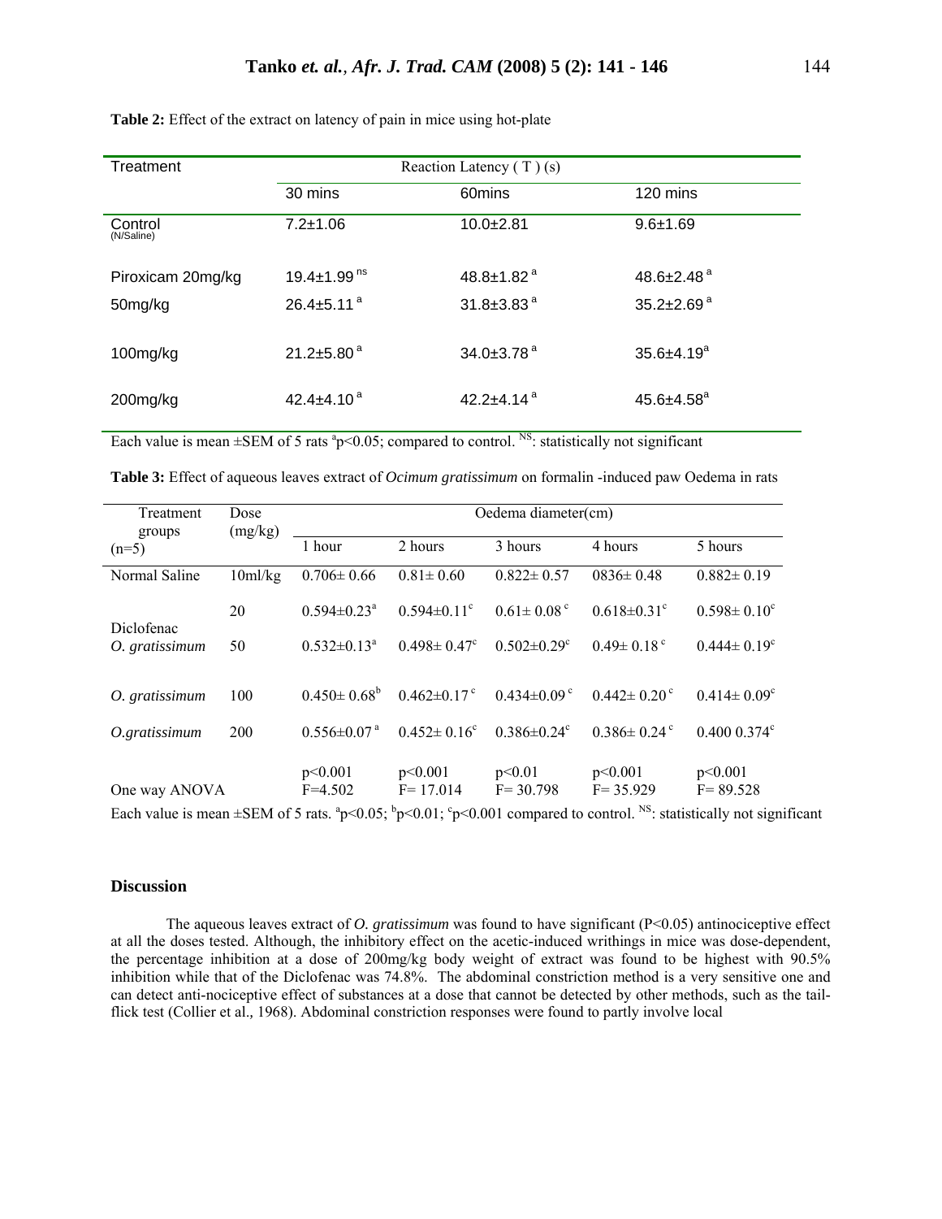**Table 2:** Effect of the extract on latency of pain in mice using hot-plate

| Treatment | Reaction Latency ( T ) (s) | | |
|---|---|---|---|
| | 30 mins | 60mins | 120 mins |
| Control (N/Saline) | 7.2±1.06 | 10.0±2.81 | 9.6±1.69 |
| Piroxicam 20mg/kg | 19.4±1.99 [ns] | 48.8±1.82 [a] | 48.6±2.48 [a] |
| 50mg/kg | 26.4±5.11 [a] | 31.8±3.83 [a] | 35.2±2.69 [a] |
| 100mg/kg | 21.2±5.80 [a] | 34.0±3.78 [a] | 35.6±4.19[a] |
| 200mg/kg | 42.4±4.10 [a] | 42.2±4.14 [a] | 45.6±4.58[a] |

Each value is mean ±SEM of 5 rats [a]p<0.05; compared to control. [NS]: statistically not significant

**Table 3:** Effect of aqueous leaves extract of *Ocimum gratissimum* on formalin -induced paw Oedema in rats

| Treatment groups (n=5) | Dose (mg/kg) | Oedema diameter(cm) | | | | |
|---|---|---|---|---|---|---|
| | | 1 hour | 2 hours | 3 hours | 4 hours | 5 hours |
| Normal Saline | 10ml/kg | 0.706± 0.66 | 0.81± 0.60 | 0.822± 0.57 | 0836± 0.48 | 0.882± 0.19 |
| Diclofenac | 20 | 0.594±0.23[a] | 0.594±0.11[c] | 0.61± 0.08 [c] | 0.618±0.31[c] | 0.598± 0.10[c] |
| *O. gratissimum* | 50 | 0.532±0.13[a] | 0.498± 0.47[c] | 0.502±0.29[c] | 0.49± 0.18 [c] | 0.444± 0.19[c] |
| *O. gratissimum* | 100 | 0.450± 0.68[b] | 0.462±0.17 [c] | 0.434±0.09 [c] | 0.442± 0.20 [c] | 0.414± 0.09[c] |
| *O.gratissimum* | 200 | 0.556±0.07 [a] | 0.452± 0.16[c] | 0.386±0.24[c] | 0.386± 0.24 [c] | 0.400 0.374[c] |
| One way ANOVA | | p<0.001 F=4.502 | p<0.001 F= 17.014 | p<0.01 F= 30.798 | p<0.001 F= 35.929 | p<0.001 F= 89.528 |

Each value is mean ±SEM of 5 rats. [a]p<0.05; [b]p<0.01; [c]p<0.001 compared to control. [NS]: statistically not significant

## Discussion

The aqueous leaves extract of *O. gratissimum* was found to have significant (P<0.05) antinociceptive effect at all the doses tested. Although, the inhibitory effect on the acetic-induced writhings in mice was dose-dependent, the percentage inhibition at a dose of 200mg/kg body weight of extract was found to be highest with 90.5% inhibition while that of the Diclofenac was 74.8%. The abdominal constriction method is a very sensitive one and can detect anti-nociceptive effect of substances at a dose that cannot be detected by other methods, such as the tail-flick test (Collier et al., 1968). Abdominal constriction responses were found to partly involve local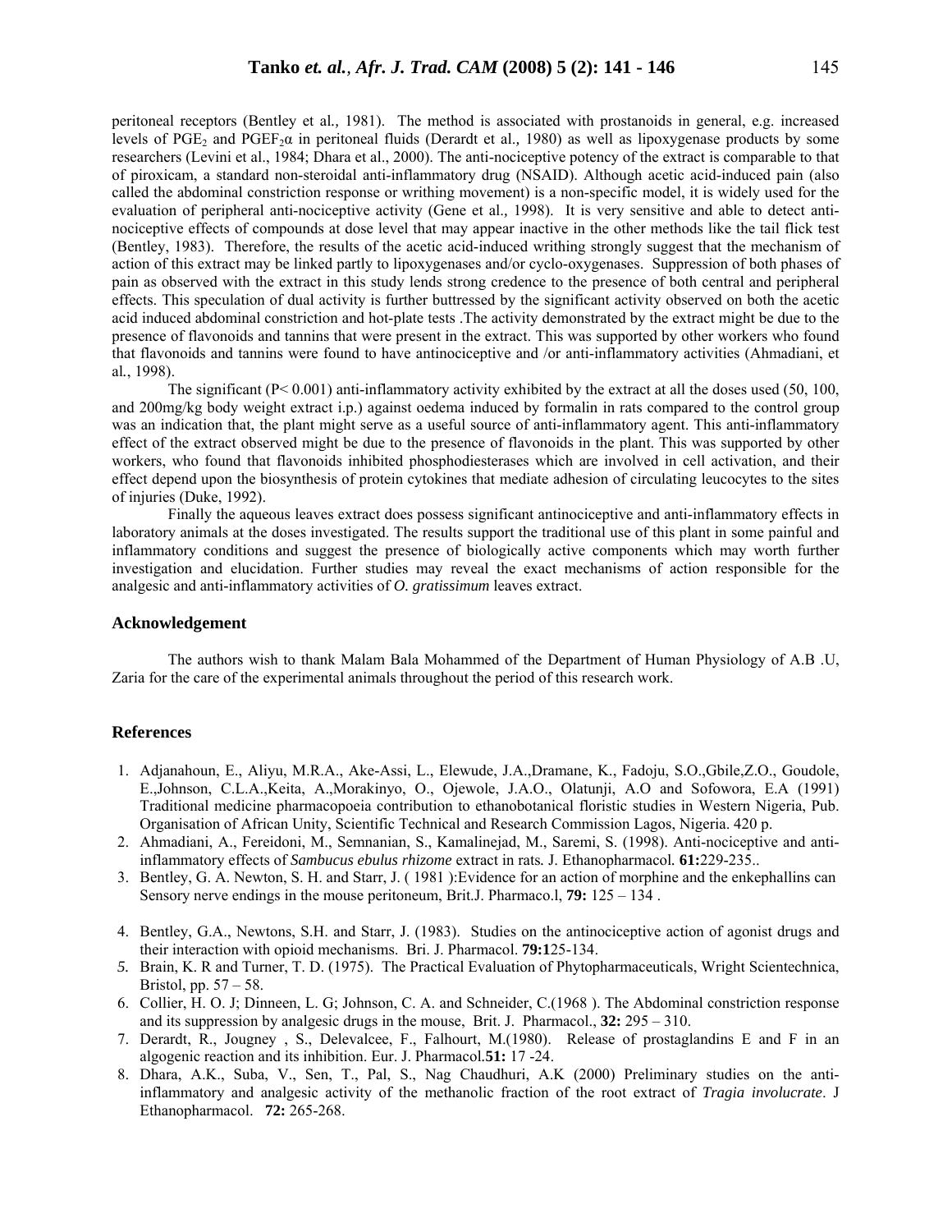peritoneal receptors (Bentley et al*.,* 1981). The method is associated with prostanoids in general, e.g. increased levels of $PGE_2$ and $PGEF_2\alpha$ in peritoneal fluids (Derardt et al*.,* 1980) as well as lipoxygenase products by some researchers (Levini et al., 1984; Dhara et al., 2000). The anti-nociceptive potency of the extract is comparable to that of piroxicam, a standard non-steroidal anti-inflammatory drug (NSAID). Although acetic acid-induced pain (also called the abdominal constriction response or writhing movement) is a non-specific model, it is widely used for the evaluation of peripheral anti-nociceptive activity (Gene et al*.,* 1998). It is very sensitive and able to detect anti-nociceptive effects of compounds at dose level that may appear inactive in the other methods like the tail flick test (Bentley, 1983). Therefore, the results of the acetic acid-induced writhing strongly suggest that the mechanism of action of this extract may be linked partly to lipoxygenases and/or cyclo-oxygenases. Suppression of both phases of pain as observed with the extract in this study lends strong credence to the presence of both central and peripheral effects. This speculation of dual activity is further buttressed by the significant activity observed on both the acetic acid induced abdominal constriction and hot-plate tests .The activity demonstrated by the extract might be due to the presence of flavonoids and tannins that were present in the extract. This was supported by other workers who found that flavonoids and tannins were found to have antinociceptive and /or anti-inflammatory activities (Ahmadiani, et al*.*, 1998).

The significant ($P< 0.001$) anti-inflammatory activity exhibited by the extract at all the doses used (50, 100, and 200mg/kg body weight extract i.p.) against oedema induced by formalin in rats compared to the control group was an indication that, the plant might serve as a useful source of anti-inflammatory agent. This anti-inflammatory effect of the extract observed might be due to the presence of flavonoids in the plant. This was supported by other workers, who found that flavonoids inhibited phosphodiesterases which are involved in cell activation, and their effect depend upon the biosynthesis of protein cytokines that mediate adhesion of circulating leucocytes to the sites of injuries (Duke, 1992).

Finally the aqueous leaves extract does possess significant antinociceptive and anti-inflammatory effects in laboratory animals at the doses investigated. The results support the traditional use of this plant in some painful and inflammatory conditions and suggest the presence of biologically active components which may worth further investigation and elucidation. Further studies may reveal the exact mechanisms of action responsible for the analgesic and anti-inflammatory activities of *O. gratissimum* leaves extract.

## Acknowledgement

The authors wish to thank Malam Bala Mohammed of the Department of Human Physiology of A.B .U, Zaria for the care of the experimental animals throughout the period of this research work.

## References

1. Adjanahoun, E., Aliyu, M.R.A., Ake-Assi, L., Elewude, J.A.,Dramane, K., Fadoju, S.O.,Gbile,Z.O., Goudole, E.,Johnson, C.L.A.,Keita, A.,Morakinyo, O., Ojewole, J.A.O., Olatunji, A.O and Sofowora, E.A (1991) Traditional medicine pharmacopoeia contribution to ethanobotanical floristic studies in Western Nigeria, Pub. Organisation of African Unity, Scientific Technical and Research Commission Lagos, Nigeria. 420 p.
2. Ahmadiani, A., Fereidoni, M., Semnanian, S., Kamalinejad, M., Saremi, S. (1998). Anti-nociceptive and anti-inflammatory effects of *Sambucus ebulus rhizome* extract in rats*.* J. Ethanopharmacol*.* **61:**229-235..
3. Bentley, G. A. Newton, S. H. and Starr, J. ( 1981 ):Evidence for an action of morphine and the enkephallins can Sensory nerve endings in the mouse peritoneum, Brit.J. Pharmaco.l, **79:** 125 – 134 .
4. Bentley, G.A., Newtons, S.H. and Starr, J. (1983). Studies on the antinociceptive action of agonist drugs and their interaction with opioid mechanisms. Bri. J. Pharmacol. **79:1**25-134.
5. Brain, K. R and Turner, T. D. (1975). The Practical Evaluation of Phytopharmaceuticals, Wright Scientechnica, Bristol, pp. 57 – 58.
6. Collier, H. O. J; Dinneen, L. G; Johnson, C. A. and Schneider, C.(1968 ). The Abdominal constriction response and its suppression by analgesic drugs in the mouse, Brit. J. Pharmacol., **32:** 295 – 310.
7. Derardt, R., Jougney , S., Delevalcee, F., Falhourt, M.(1980). Release of prostaglandins E and F in an algogenic reaction and its inhibition. Eur. J. Pharmacol*.***51:** 17 -24.
8. Dhara, A.K., Suba, V., Sen, T., Pal, S., Nag Chaudhuri, A.K (2000) Preliminary studies on the anti-inflammatory and analgesic activity of the methanolic fraction of the root extract of *Tragia involucrate*. J Ethanopharmacol. **72:** 265-268.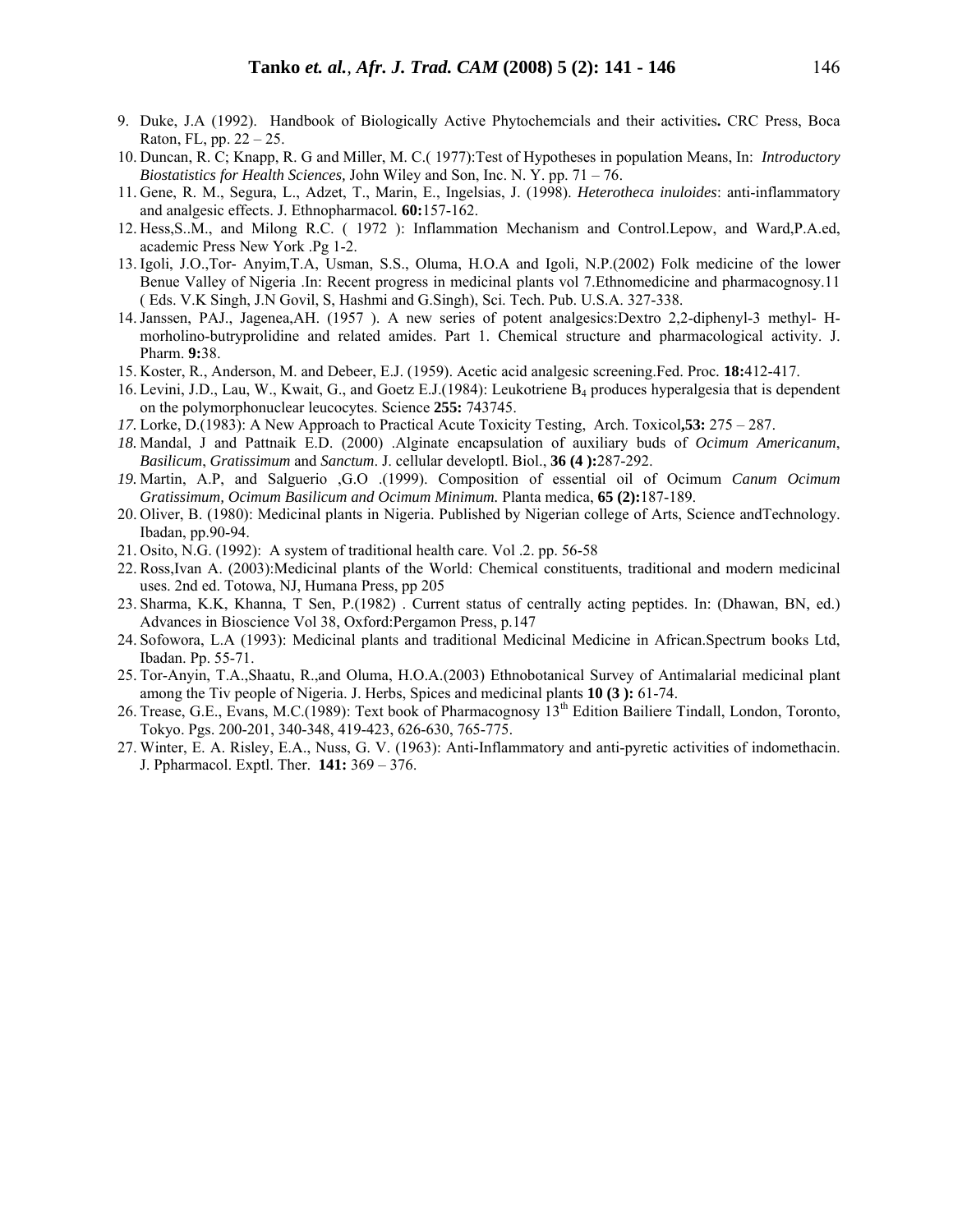9. Duke, J.A (1992). Handbook of Biologically Active Phytochemcials and their activities**.** CRC Press, Boca Raton, FL, pp. 22 – 25.
10. Duncan, R. C; Knapp, R. G and Miller, M. C.( 1977):Test of Hypotheses in population Means, In: *Introductory Biostatistics for Health Sciences,* John Wiley and Son, Inc. N. Y. pp. 71 – 76.
11. Gene, R. M., Segura, L., Adzet, T., Marin, E., Ingelsias, J. (1998). *Heterotheca inuloides*: anti-inflammatory and analgesic effects. J. Ethnopharmacol. **60:**157-162.
12. Hess,S..M., and Milong R.C. ( 1972 ): Inflammation Mechanism and Control.Lepow, and Ward,P.A.ed, academic Press New York .Pg 1-2.
13. Igoli, J.O.,Tor- Anyim,T.A, Usman, S.S., Oluma, H.O.A and Igoli, N.P.(2002) Folk medicine of the lower Benue Valley of Nigeria .In: Recent progress in medicinal plants vol 7.Ethnomedicine and pharmacognosy.11 ( Eds. V.K Singh, J.N Govil, S, Hashmi and G.Singh), Sci. Tech. Pub. U.S.A. 327-338.
14. Janssen, PAJ., Jagenea,AH. (1957 ). A new series of potent analgesics:Dextro 2,2-diphenyl-3 methyl- H-morholino-butryprolidine and related amides. Part 1. Chemical structure and pharmacological activity. J. Pharm. **9:**38.
15. Koster, R., Anderson, M. and Debeer, E.J. (1959). Acetic acid analgesic screening.Fed. Proc. **18:**412-417.
16. Levini, J.D., Lau, W., Kwait, G., and Goetz E.J.(1984): Leukotriene $B_4$ produces hyperalgesia that is dependent on the polymorphonuclear leucocytes. Science **255:** 743745.
17. Lorke, D.(1983): A New Approach to Practical Acute Toxicity Testing, Arch. Toxicol**,53:** 275 – 287.
18. Mandal, J and Pattnaik E.D. (2000) .Alginate encapsulation of auxiliary buds of *Ocimum Americanum*, *Basilicum*, *Gratissimum* and *Sanctum*. J. cellular developtl. Biol., **36 (4 ):**287-292.
19. Martin, A.P, and Salguerio ,G.O .(1999). Composition of essential oil of Ocimum *Canum Ocimum Gratissimum, Ocimum Basilicum and Ocimum Minimum.* Planta medica, **65 (2):**187-189.
20. Oliver, B. (1980): Medicinal plants in Nigeria. Published by Nigerian college of Arts, Science andTechnology. Ibadan, pp.90-94.
21. Osito, N.G. (1992): A system of traditional health care. Vol .2. pp. 56-58
22. Ross,Ivan A. (2003):Medicinal plants of the World: Chemical constituents, traditional and modern medicinal uses. 2nd ed. Totowa, NJ, Humana Press, pp 205
23. Sharma, K.K, Khanna, T Sen, P.(1982) . Current status of centrally acting peptides. In: (Dhawan, BN, ed.) Advances in Bioscience Vol 38, Oxford:Pergamon Press, p.147
24. Sofowora, L.A (1993): Medicinal plants and traditional Medicinal Medicine in African.Spectrum books Ltd, Ibadan. Pp. 55-71.
25. Tor-Anyin, T.A.,Shaatu, R.,and Oluma, H.O.A.(2003) Ethnobotanical Survey of Antimalarial medicinal plant among the Tiv people of Nigeria. J. Herbs, Spices and medicinal plants **10 (3 ):** 61-74.
26. Trease, G.E., Evans, M.C.(1989): Text book of Pharmacognosy 13th Edition Bailiere Tindall, London, Toronto, Tokyo. Pgs. 200-201, 340-348, 419-423, 626-630, 765-775.
27. Winter, E. A. Risley, E.A., Nuss, G. V. (1963): Anti-Inflammatory and anti-pyretic activities of indomethacin. J. Ppharmacol. Exptl. Ther. **141:** 369 – 376.